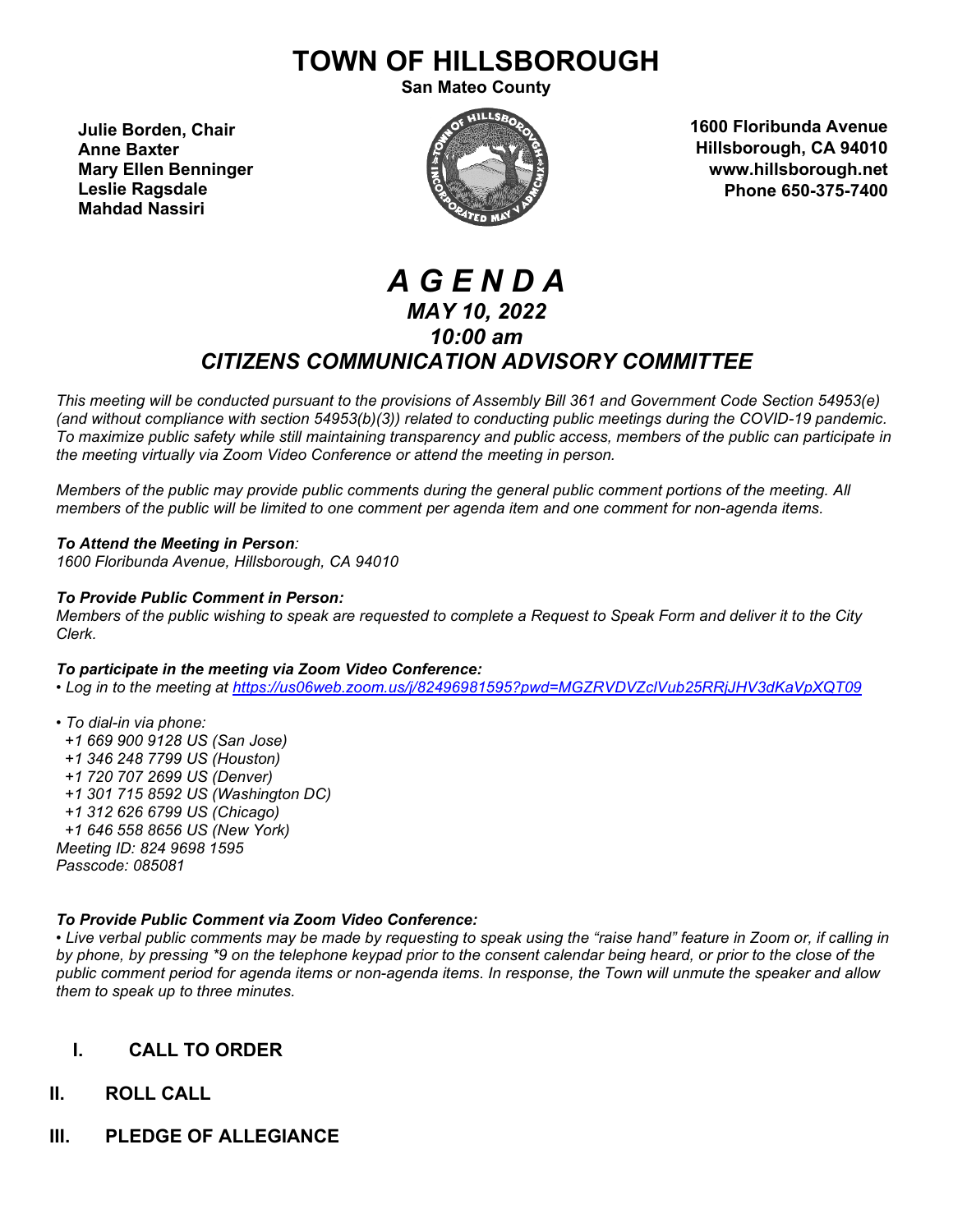# TOWN OF HILLSBOROUGH

**San Mateo County**

**Julie Borden, Chair**
**Anne Baxter**
**Mary Ellen Benninger**
**Leslie Ragsdale**
**Mahdad Nassiri**

**1600 Floribunda Avenue**
**Hillsborough, CA 94010**
**www.hillsborough.net**
**Phone 650-375-7400**

# *A G E N D A*

## *MAY 10, 2022*

## *10:00 am*

## *CITIZENS COMMUNICATION ADVISORY COMMITTEE*

*This meeting will be conducted pursuant to the provisions of Assembly Bill 361 and Government Code Section 54953(e) (and without compliance with section 54953(b)(3)) related to conducting public meetings during the COVID-19 pandemic. To maximize public safety while still maintaining transparency and public access, members of the public can participate in the meeting virtually via Zoom Video Conference or attend the meeting in person.*

*Members of the public may provide public comments during the general public comment portions of the meeting. All members of the public will be limited to one comment per agenda item and one comment for non-agenda items.*

***To Attend the Meeting in Person**:*
*1600 Floribunda Avenue, Hillsborough, CA 94010*

***To Provide Public Comment in Person:***
*Members of the public wishing to speak are requested to complete a Request to Speak Form and deliver it to the City Clerk.*

***To participate in the meeting via Zoom Video Conference:***
*• Log in to the meeting at https://us06web.zoom.us/j/82496981595?pwd=MGZRVDVZclVub25RRjJHV3dKaVpXQT09*

*• To dial-in via phone:*
*+1 669 900 9128 US (San Jose)*
*+1 346 248 7799 US (Houston)*
*+1 720 707 2699 US (Denver)*
*+1 301 715 8592 US (Washington DC)*
*+1 312 626 6799 US (Chicago)*
*+1 646 558 8656 US (New York)*
*Meeting ID: 824 9698 1595*
*Passcode: 085081*

***To Provide Public Comment via Zoom Video Conference:***
*• Live verbal public comments may be made by requesting to speak using the "raise hand" feature in Zoom or, if calling in by phone, by pressing *9 on the telephone keypad prior to the consent calendar being heard, or prior to the close of the public comment period for agenda items or non-agenda items. In response, the Town will unmute the speaker and allow them to speak up to three minutes.*

## I. CALL TO ORDER

## II. ROLL CALL

## III. PLEDGE OF ALLEGIANCE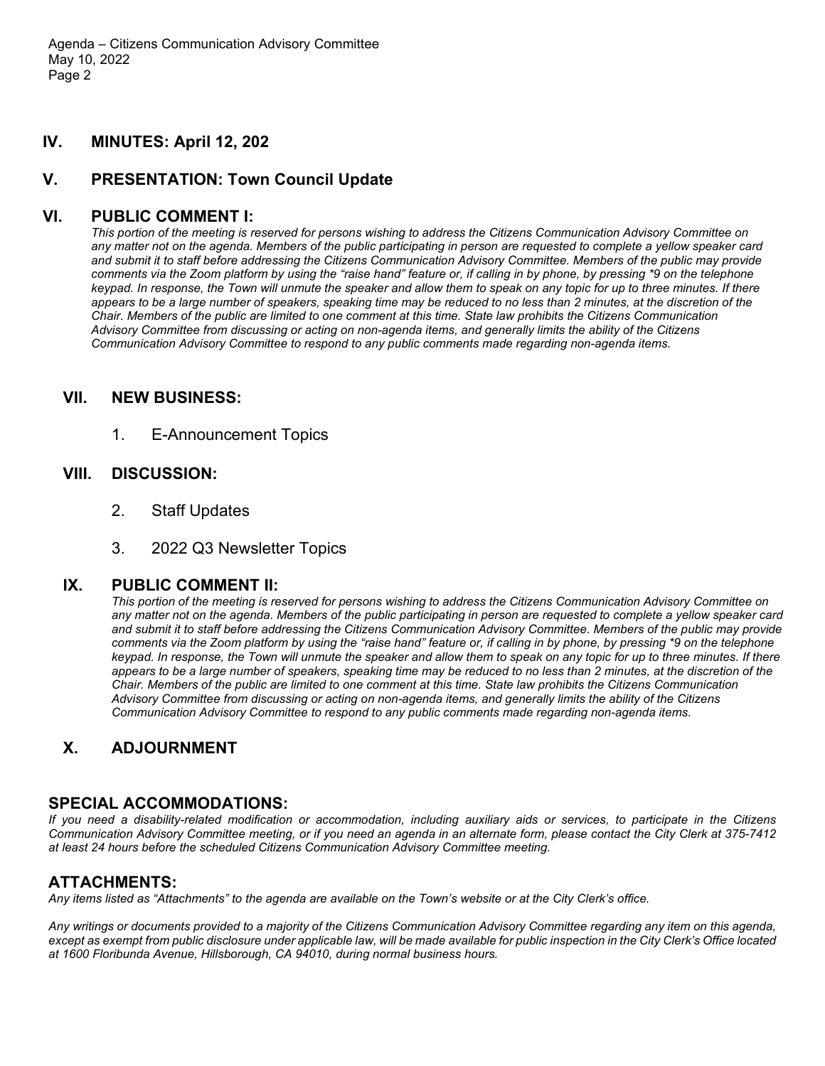## IV. MINUTES: April 12, 202

## V. PRESENTATION: Town Council Update

## VI. PUBLIC COMMENT I:

*This portion of the meeting is reserved for persons wishing to address the Citizens Communication Advisory Committee on any matter not on the agenda. Members of the public participating in person are requested to complete a yellow speaker card and submit it to staff before addressing the Citizens Communication Advisory Committee. Members of the public may provide comments via the Zoom platform by using the "raise hand" feature or, if calling in by phone, by pressing *9 on the telephone keypad. In response, the Town will unmute the speaker and allow them to speak on any topic for up to three minutes. If there appears to be a large number of speakers, speaking time may be reduced to no less than 2 minutes, at the discretion of the Chair. Members of the public are limited to one comment at this time. State law prohibits the Citizens Communication Advisory Committee from discussing or acting on non-agenda items, and generally limits the ability of the Citizens Communication Advisory Committee to respond to any public comments made regarding non-agenda items.*

## VII. NEW BUSINESS:

1. E-Announcement Topics

## VIII. DISCUSSION:

2. Staff Updates
3. 2022 Q3 Newsletter Topics

## IX. PUBLIC COMMENT II:

*This portion of the meeting is reserved for persons wishing to address the Citizens Communication Advisory Committee on any matter not on the agenda. Members of the public participating in person are requested to complete a yellow speaker card and submit it to staff before addressing the Citizens Communication Advisory Committee. Members of the public may provide comments via the Zoom platform by using the "raise hand" feature or, if calling in by phone, by pressing *9 on the telephone keypad. In response, the Town will unmute the speaker and allow them to speak on any topic for up to three minutes. If there appears to be a large number of speakers, speaking time may be reduced to no less than 2 minutes, at the discretion of the Chair. Members of the public are limited to one comment at this time. State law prohibits the Citizens Communication Advisory Committee from discussing or acting on non-agenda items, and generally limits the ability of the Citizens Communication Advisory Committee to respond to any public comments made regarding non-agenda items.*

## X. ADJOURNMENT

## SPECIAL ACCOMMODATIONS:

*If you need a disability-related modification or accommodation, including auxiliary aids or services, to participate in the Citizens Communication Advisory Committee meeting, or if you need an agenda in an alternate form, please contact the City Clerk at 375-7412 at least 24 hours before the scheduled Citizens Communication Advisory Committee meeting.*

## ATTACHMENTS:

*Any items listed as "Attachments" to the agenda are available on the Town's website or at the City Clerk's office.*

*Any writings or documents provided to a majority of the Citizens Communication Advisory Committee regarding any item on this agenda, except as exempt from public disclosure under applicable law, will be made available for public inspection in the City Clerk's Office located at 1600 Floribunda Avenue, Hillsborough, CA 94010, during normal business hours.*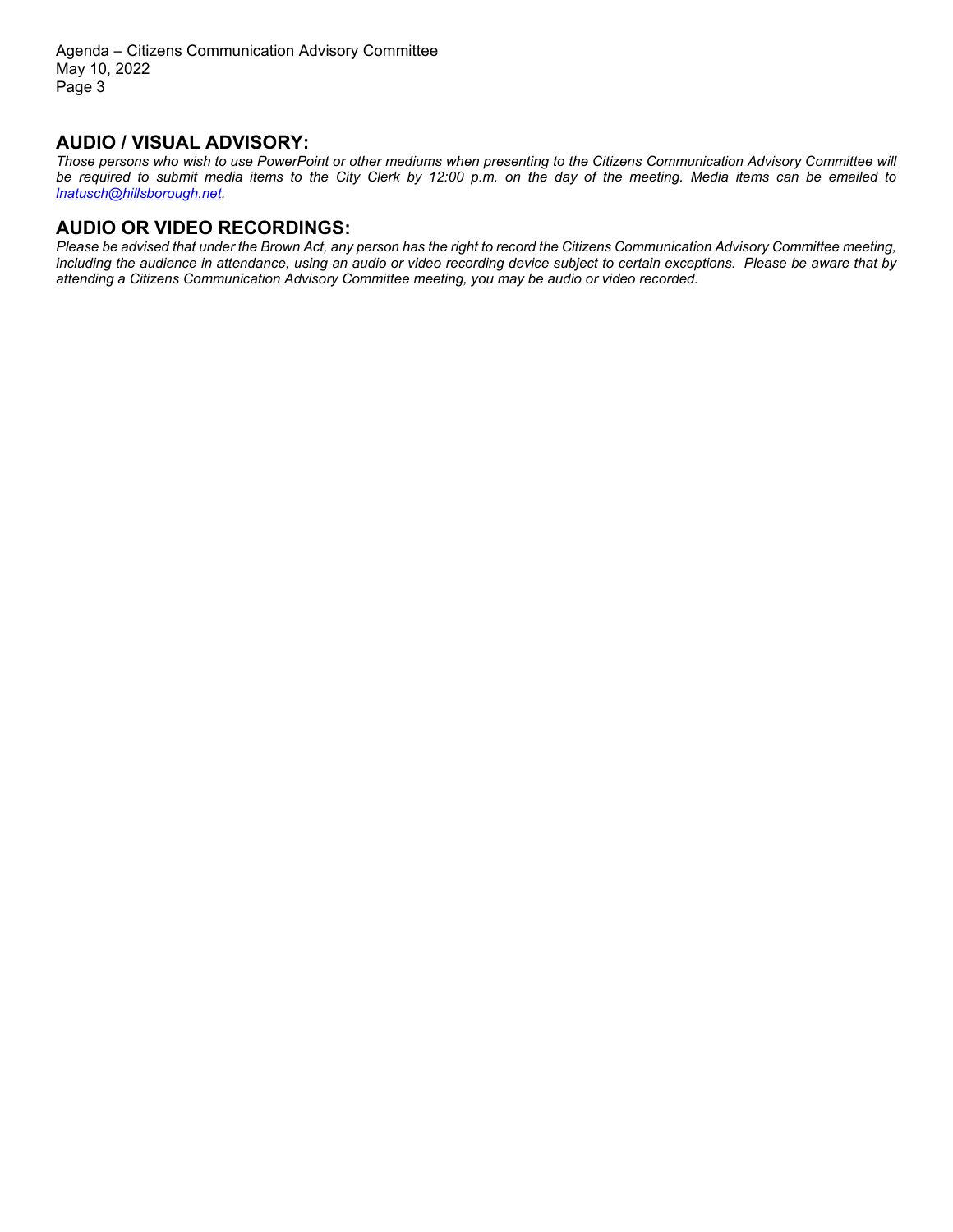## AUDIO / VISUAL ADVISORY:

*Those persons who wish to use PowerPoint or other mediums when presenting to the Citizens Communication Advisory Committee will be required to submit media items to the City Clerk by 12:00 p.m. on the day of the meeting. Media items can be emailed to lnatusch@hillsborough.net.*

## AUDIO OR VIDEO RECORDINGS:

*Please be advised that under the Brown Act, any person has the right to record the Citizens Communication Advisory Committee meeting, including the audience in attendance, using an audio or video recording device subject to certain exceptions. Please be aware that by attending a Citizens Communication Advisory Committee meeting, you may be audio or video recorded.*